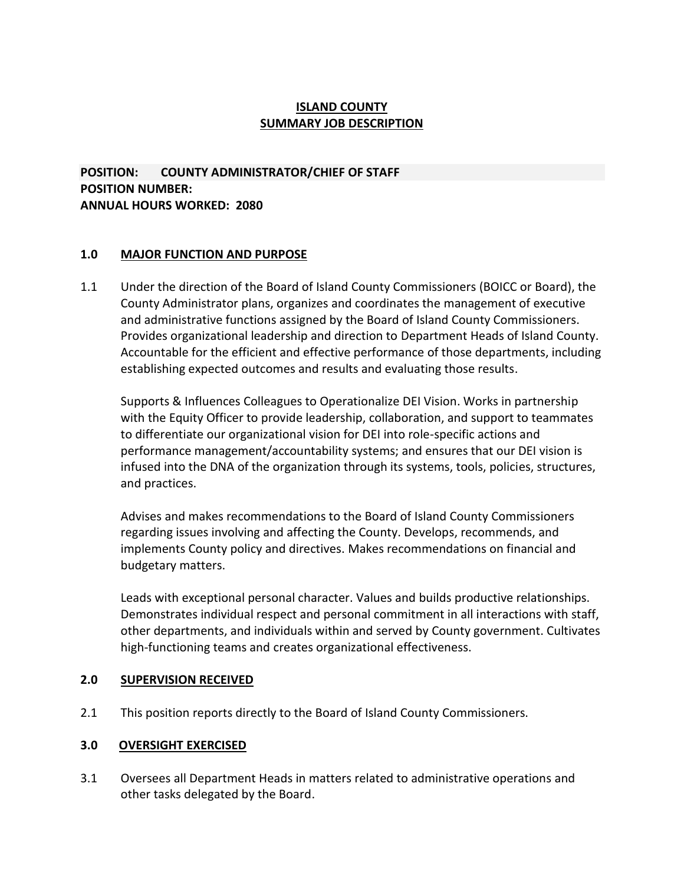# ISLAND COUNTY
## SUMMARY JOB DESCRIPTION

**POSITION: COUNTY ADMINISTRATOR/CHIEF OF STAFF**
**POSITION NUMBER:**
**ANNUAL HOURS WORKED: 2080**

### 1.0 MAJOR FUNCTION AND PURPOSE

1.1 Under the direction of the Board of Island County Commissioners (BOICC or Board), the County Administrator plans, organizes and coordinates the management of executive and administrative functions assigned by the Board of Island County Commissioners. Provides organizational leadership and direction to Department Heads of Island County. Accountable for the efficient and effective performance of those departments, including establishing expected outcomes and results and evaluating those results.

Supports & Influences Colleagues to Operationalize DEI Vision. Works in partnership with the Equity Officer to provide leadership, collaboration, and support to teammates to differentiate our organizational vision for DEI into role-specific actions and performance management/accountability systems; and ensures that our DEI vision is infused into the DNA of the organization through its systems, tools, policies, structures, and practices.

Advises and makes recommendations to the Board of Island County Commissioners regarding issues involving and affecting the County. Develops, recommends, and implements County policy and directives. Makes recommendations on financial and budgetary matters.

Leads with exceptional personal character. Values and builds productive relationships. Demonstrates individual respect and personal commitment in all interactions with staff, other departments, and individuals within and served by County government. Cultivates high-functioning teams and creates organizational effectiveness.

### 2.0 SUPERVISION RECEIVED

2.1 This position reports directly to the Board of Island County Commissioners.

### 3.0 OVERSIGHT EXERCISED

3.1 Oversees all Department Heads in matters related to administrative operations and other tasks delegated by the Board.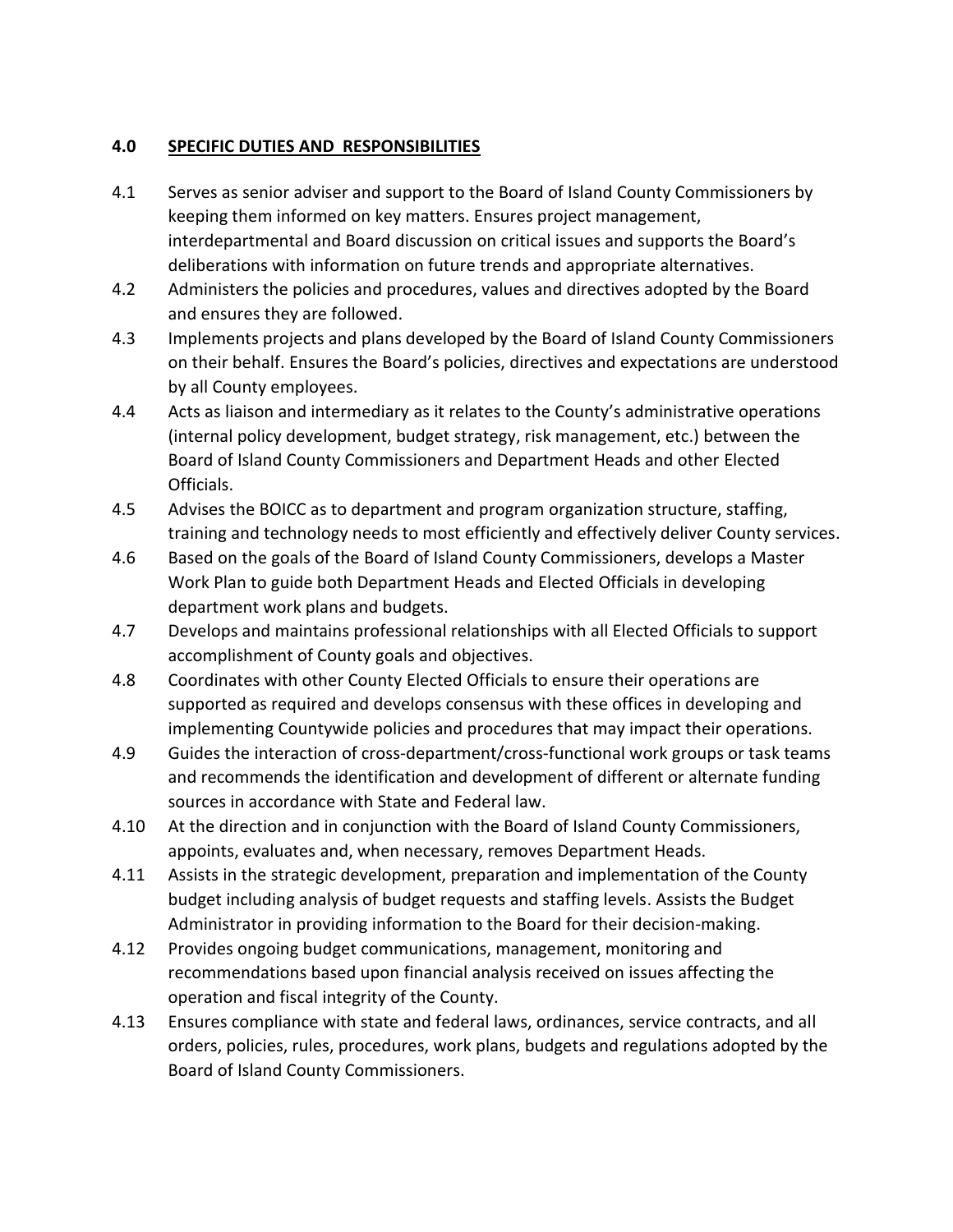## 4.0 SPECIFIC DUTIES AND RESPONSIBILITIES

4.1 Serves as senior adviser and support to the Board of Island County Commissioners by keeping them informed on key matters. Ensures project management, interdepartmental and Board discussion on critical issues and supports the Board's deliberations with information on future trends and appropriate alternatives.

4.2 Administers the policies and procedures, values and directives adopted by the Board and ensures they are followed.

4.3 Implements projects and plans developed by the Board of Island County Commissioners on their behalf. Ensures the Board's policies, directives and expectations are understood by all County employees.

4.4 Acts as liaison and intermediary as it relates to the County's administrative operations (internal policy development, budget strategy, risk management, etc.) between the Board of Island County Commissioners and Department Heads and other Elected Officials.

4.5 Advises the BOICC as to department and program organization structure, staffing, training and technology needs to most efficiently and effectively deliver County services.

4.6 Based on the goals of the Board of Island County Commissioners, develops a Master Work Plan to guide both Department Heads and Elected Officials in developing department work plans and budgets.

4.7 Develops and maintains professional relationships with all Elected Officials to support accomplishment of County goals and objectives.

4.8 Coordinates with other County Elected Officials to ensure their operations are supported as required and develops consensus with these offices in developing and implementing Countywide policies and procedures that may impact their operations.

4.9 Guides the interaction of cross-department/cross-functional work groups or task teams and recommends the identification and development of different or alternate funding sources in accordance with State and Federal law.

4.10 At the direction and in conjunction with the Board of Island County Commissioners, appoints, evaluates and, when necessary, removes Department Heads.

4.11 Assists in the strategic development, preparation and implementation of the County budget including analysis of budget requests and staffing levels. Assists the Budget Administrator in providing information to the Board for their decision-making.

4.12 Provides ongoing budget communications, management, monitoring and recommendations based upon financial analysis received on issues affecting the operation and fiscal integrity of the County.

4.13 Ensures compliance with state and federal laws, ordinances, service contracts, and all orders, policies, rules, procedures, work plans, budgets and regulations adopted by the Board of Island County Commissioners.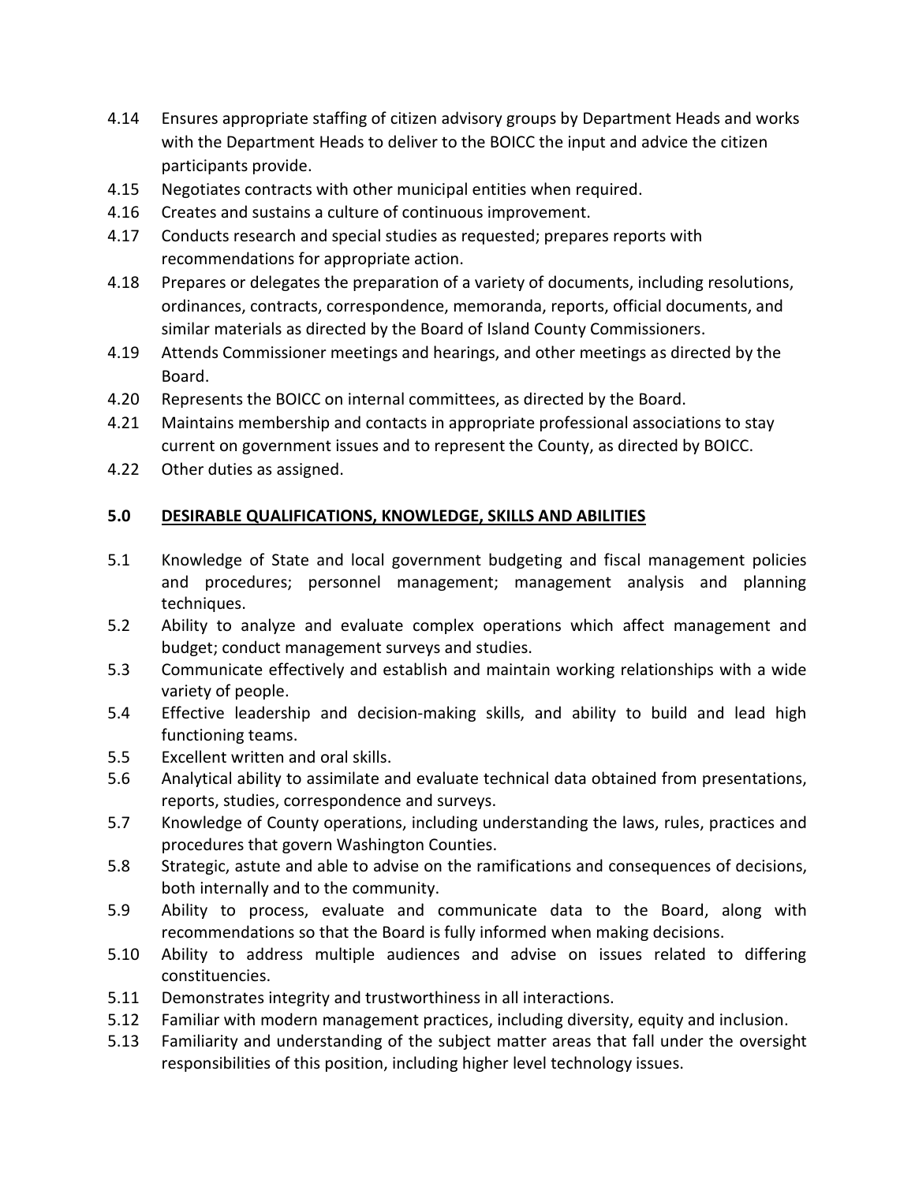4.14 Ensures appropriate staffing of citizen advisory groups by Department Heads and works with the Department Heads to deliver to the BOICC the input and advice the citizen participants provide.

4.15 Negotiates contracts with other municipal entities when required.

4.16 Creates and sustains a culture of continuous improvement.

4.17 Conducts research and special studies as requested; prepares reports with recommendations for appropriate action.

4.18 Prepares or delegates the preparation of a variety of documents, including resolutions, ordinances, contracts, correspondence, memoranda, reports, official documents, and similar materials as directed by the Board of Island County Commissioners.

4.19 Attends Commissioner meetings and hearings, and other meetings as directed by the Board.

4.20 Represents the BOICC on internal committees, as directed by the Board.

4.21 Maintains membership and contacts in appropriate professional associations to stay current on government issues and to represent the County, as directed by BOICC.

4.22 Other duties as assigned.

## 5.0 <u>DESIRABLE QUALIFICATIONS, KNOWLEDGE, SKILLS AND ABILITIES</u>

5.1 Knowledge of State and local government budgeting and fiscal management policies and procedures; personnel management; management analysis and planning techniques.

5.2 Ability to analyze and evaluate complex operations which affect management and budget; conduct management surveys and studies.

5.3 Communicate effectively and establish and maintain working relationships with a wide variety of people.

5.4 Effective leadership and decision-making skills, and ability to build and lead high functioning teams.

5.5 Excellent written and oral skills.

5.6 Analytical ability to assimilate and evaluate technical data obtained from presentations, reports, studies, correspondence and surveys.

5.7 Knowledge of County operations, including understanding the laws, rules, practices and procedures that govern Washington Counties.

5.8 Strategic, astute and able to advise on the ramifications and consequences of decisions, both internally and to the community.

5.9 Ability to process, evaluate and communicate data to the Board, along with recommendations so that the Board is fully informed when making decisions.

5.10 Ability to address multiple audiences and advise on issues related to differing constituencies.

5.11 Demonstrates integrity and trustworthiness in all interactions.

5.12 Familiar with modern management practices, including diversity, equity and inclusion.

5.13 Familiarity and understanding of the subject matter areas that fall under the oversight responsibilities of this position, including higher level technology issues.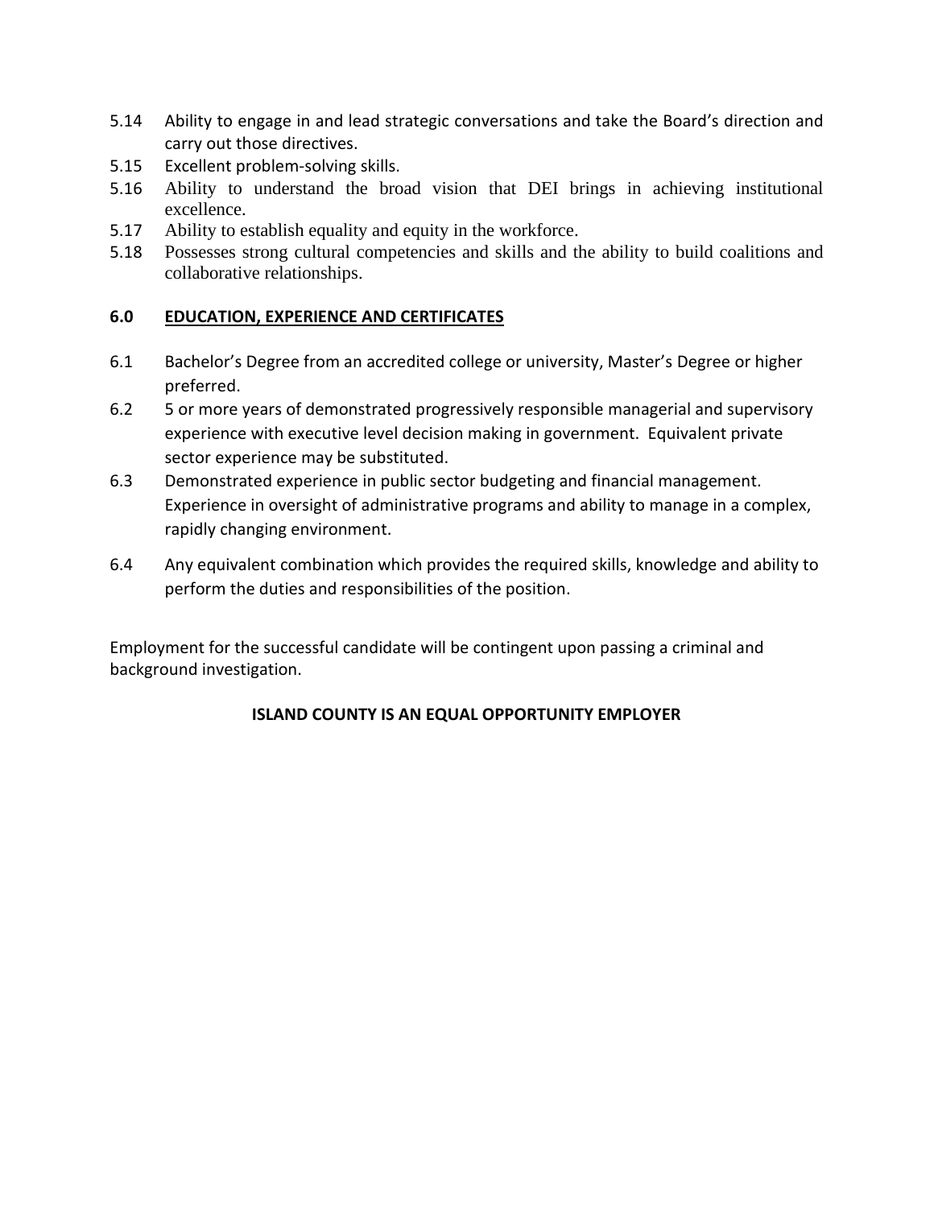5.14 Ability to engage in and lead strategic conversations and take the Board's direction and carry out those directives.

5.15 Excellent problem-solving skills.

5.16 Ability to understand the broad vision that DEI brings in achieving institutional excellence.

5.17 Ability to establish equality and equity in the workforce.

5.18 Possesses strong cultural competencies and skills and the ability to build coalitions and collaborative relationships.

## 6.0 EDUCATION, EXPERIENCE AND CERTIFICATES

6.1 Bachelor's Degree from an accredited college or university, Master's Degree or higher preferred.

6.2 5 or more years of demonstrated progressively responsible managerial and supervisory experience with executive level decision making in government. Equivalent private sector experience may be substituted.

6.3 Demonstrated experience in public sector budgeting and financial management. Experience in oversight of administrative programs and ability to manage in a complex, rapidly changing environment.

6.4 Any equivalent combination which provides the required skills, knowledge and ability to perform the duties and responsibilities of the position.

Employment for the successful candidate will be contingent upon passing a criminal and background investigation.

**ISLAND COUNTY IS AN EQUAL OPPORTUNITY EMPLOYER**